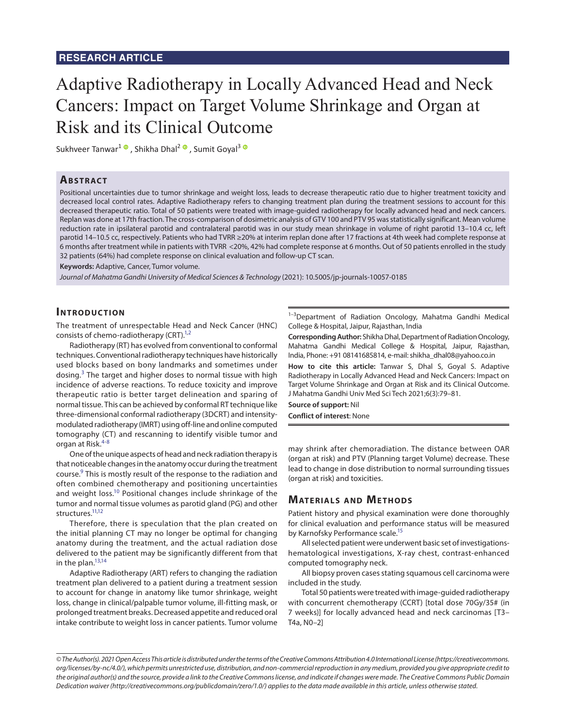RESEARCH ARTICLE

# Adaptive Radiotherapy in Locally Advanced Head and Neck Cancers: Impact on Target Volume Shrinkage and Organ at Risk and its Clinical Outcome

Sukhveer Tanwar[1], Shikha Dhal[2], Sumit Goyal[3]

## Abstract

Positional uncertainties due to tumor shrinkage and weight loss, leads to decrease therapeutic ratio due to higher treatment toxicity and decreased local control rates. Adaptive Radiotherapy refers to changing treatment plan during the treatment sessions to account for this decreased therapeutic ratio. Total of 50 patients were treated with image-guided radiotherapy for locally advanced head and neck cancers. Replan was done at 17th fraction. The cross-comparison of dosimetric analysis of GTV 100 and PTV 95 was statistically significant. Mean volume reduction rate in ipsilateral parotid and contralateral parotid was in our study mean shrinkage in volume of right parotid 13–10.4 cc, left parotid 14–10.5 cc, respectively. Patients who had TVRR ≥20% at interim replan done after 17 fractions at 4th week had complete response at 6 months after treatment while in patients with TVRR <20%, 42% had complete response at 6 months. Out of 50 patients enrolled in the study 32 patients (64%) had complete response on clinical evaluation and follow-up CT scan.

**Keywords:** Adaptive, Cancer, Tumor volume.

*Journal of Mahatma Gandhi University of Medical Sciences & Technology* (2021): 10.5005/jp-journals-10057-0185

[1–3]Department of Radiation Oncology, Mahatma Gandhi Medical College & Hospital, Jaipur, Rajasthan, India

**Corresponding Author:** Shikha Dhal, Department of Radiation Oncology, Mahatma Gandhi Medical College & Hospital, Jaipur, Rajasthan, India, Phone: +91 08141685814, e-mail: shikha_dhal08@yahoo.co.in

**How to cite this article:** Tanwar S, Dhal S, Goyal S. Adaptive Radiotherapy in Locally Advanced Head and Neck Cancers: Impact on Target Volume Shrinkage and Organ at Risk and its Clinical Outcome. J Mahatma Gandhi Univ Med Sci Tech 2021;6(3):79–81.

**Source of support:** Nil

**Conflict of interest**: None

## Introduction

The treatment of unrespectable Head and Neck Cancer (HNC) consists of chemo-radiotherapy (CRT).[1,2]

Radiotherapy (RT) has evolved from conventional to conformal techniques. Conventional radiotherapy techniques have historically used blocks based on bony landmarks and sometimes under dosing.[3] The target and higher doses to normal tissue with high incidence of adverse reactions. To reduce toxicity and improve therapeutic ratio is better target delineation and sparing of normal tissue. This can be achieved by conformal RT technique like three-dimensional conformal radiotherapy (3DCRT) and intensity-modulated radiotherapy (IMRT) using off-line and online computed tomography (CT) and rescanning to identify visible tumor and organ at Risk.[4–8]

One of the unique aspects of head and neck radiation therapy is that noticeable changes in the anatomy occur during the treatment course.[9] This is mostly result of the response to the radiation and often combined chemotherapy and positioning uncertainties and weight loss.[10] Positional changes include shrinkage of the tumor and normal tissue volumes as parotid gland (PG) and other structures.[11,12]

Therefore, there is speculation that the plan created on the initial planning CT may no longer be optimal for changing anatomy during the treatment, and the actual radiation dose delivered to the patient may be significantly different from that in the plan.[13,14]

Adaptive Radiotherapy (ART) refers to changing the radiation treatment plan delivered to a patient during a treatment session to account for change in anatomy like tumor shrinkage, weight loss, change in clinical/palpable tumor volume, ill-fitting mask, or prolonged treatment breaks. Decreased appetite and reduced oral intake contribute to weight loss in cancer patients. Tumor volume may shrink after chemoradiation. The distance between OAR (organ at risk) and PTV (Planning target Volume) decrease. These lead to change in dose distribution to normal surrounding tissues (organ at risk) and toxicities.

## Materials and Methods

Patient history and physical examination were done thoroughly for clinical evaluation and performance status will be measured by Karnofsky Performance scale.[15]

All selected patient were underwent basic set of investigations-hematological investigations, X-ray chest, contrast-enhanced computed tomography neck.

All biopsy proven cases stating squamous cell carcinoma were included in the study.

Total 50 patients were treated with image-guided radiotherapy with concurrent chemotherapy (CCRT) [total dose 70Gy/35# (in 7 weeks)] for locally advanced head and neck carcinomas [T3–T4a, N0–2]

*© The Author(s). 2021 Open Access This article is distributed under the terms of the Creative Commons Attribution 4.0 International License (https://creativecommons.org/licenses/by-nc/4.0/), which permits unrestricted use, distribution, and non-commercial reproduction in any medium, provided you give appropriate credit to the original author(s) and the source, provide a link to the Creative Commons license, and indicate if changes were made. The Creative Commons Public Domain Dedication waiver (http://creativecommons.org/publicdomain/zero/1.0/) applies to the data made available in this article, unless otherwise stated.*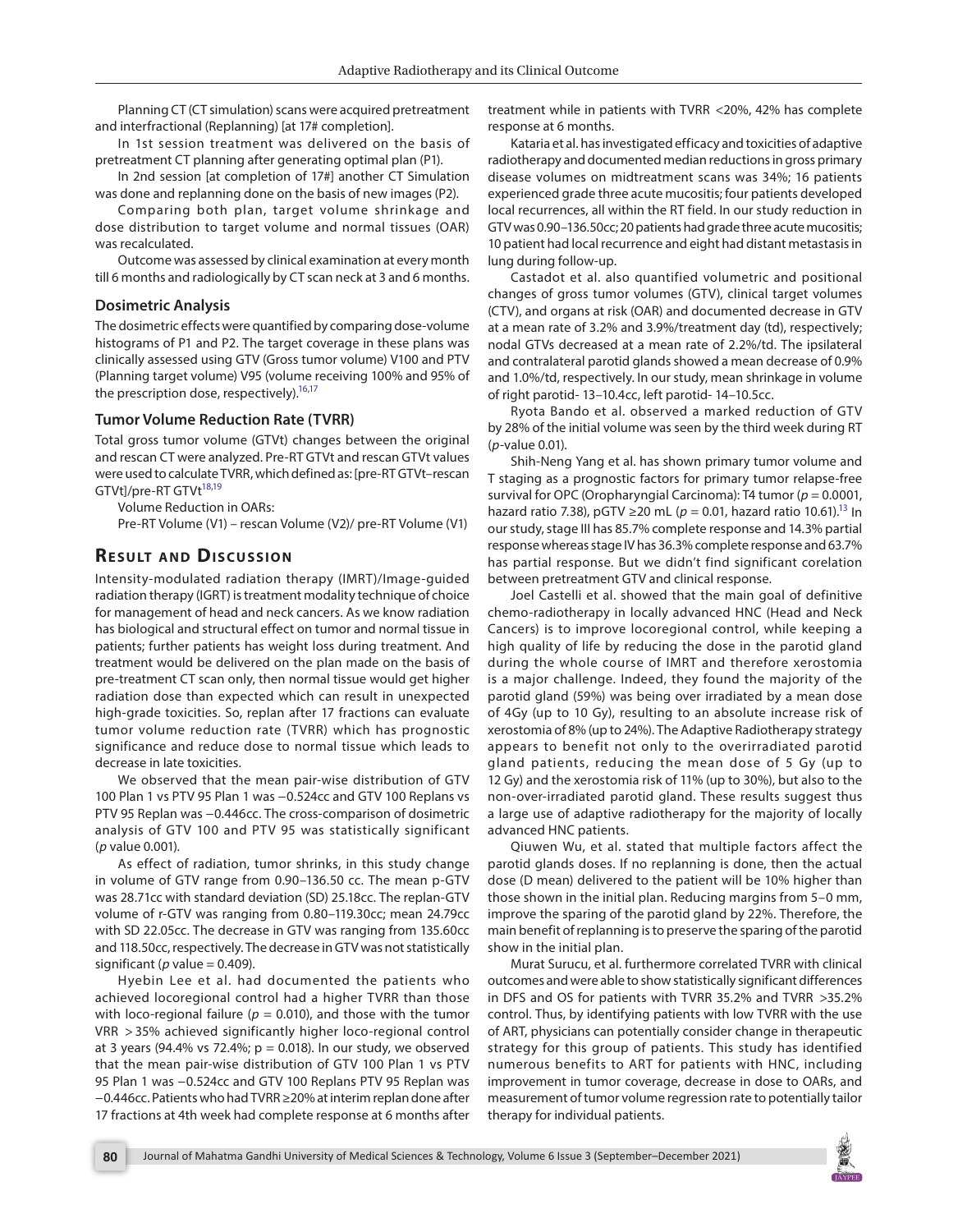Planning CT (CT simulation) scans were acquired pretreatment and interfractional (Replanning) [at 17# completion].

In 1st session treatment was delivered on the basis of pretreatment CT planning after generating optimal plan (P1).

In 2nd session [at completion of 17#] another CT Simulation was done and replanning done on the basis of new images (P2).

Comparing both plan, target volume shrinkage and dose distribution to target volume and normal tissues (OAR) was recalculated.

Outcome was assessed by clinical examination at every month till 6 months and radiologically by CT scan neck at 3 and 6 months.

### Dosimetric Analysis

The dosimetric effects were quantified by comparing dose-volume histograms of P1 and P2. The target coverage in these plans was clinically assessed using GTV (Gross tumor volume) V100 and PTV (Planning target volume) V95 (volume receiving 100% and 95% of the prescription dose, respectively).[16,17]

### Tumor Volume Reduction Rate (TVRR)

Total gross tumor volume (GTVt) changes between the original and rescan CT were analyzed. Pre-RT GTVt and rescan GTVt values were used to calculate TVRR, which defined as: [pre-RT GTVt–rescan GTVt]/pre-RT GTVt[18,19]

Volume Reduction in OARs:

Pre-RT Volume (V1) – rescan Volume (V2)/ pre-RT Volume (V1)

## Result and Discussion

Intensity-modulated radiation therapy (IMRT)/Image-guided radiation therapy (IGRT) is treatment modality technique of choice for management of head and neck cancers. As we know radiation has biological and structural effect on tumor and normal tissue in patients; further patients has weight loss during treatment. And treatment would be delivered on the plan made on the basis of pre-treatment CT scan only, then normal tissue would get higher radiation dose than expected which can result in unexpected high-grade toxicities. So, replan after 17 fractions can evaluate tumor volume reduction rate (TVRR) which has prognostic significance and reduce dose to normal tissue which leads to decrease in late toxicities.

We observed that the mean pair-wise distribution of GTV 100 Plan 1 vs PTV 95 Plan 1 was −0.524cc and GTV 100 Replans vs PTV 95 Replan was −0.446cc. The cross-comparison of dosimetric analysis of GTV 100 and PTV 95 was statistically significant (*p* value 0.001).

As effect of radiation, tumor shrinks, in this study change in volume of GTV range from 0.90–136.50 cc. The mean p-GTV was 28.71cc with standard deviation (SD) 25.18cc. The replan-GTV volume of r-GTV was ranging from 0.80–119.30cc; mean 24.79cc with SD 22.05cc. The decrease in GTV was ranging from 135.60cc and 118.50cc, respectively. The decrease in GTV was not statistically significant (*p* value = 0.409).

Hyebin Lee et al. had documented the patients who achieved locoregional control had a higher TVRR than those with loco-regional failure ($p = 0.010$), and those with the tumor VRR >35% achieved significantly higher loco-regional control at 3 years (94.4% vs 72.4%; $p = 0.018$). In our study, we observed that the mean pair-wise distribution of GTV 100 Plan 1 vs PTV 95 Plan 1 was −0.524cc and GTV 100 Replans PTV 95 Replan was −0.446cc. Patients who had TVRR ≥20% at interim replan done after 17 fractions at 4th week had complete response at 6 months after treatment while in patients with TVRR <20%, 42% has complete response at 6 months.

Kataria et al. has investigated efficacy and toxicities of adaptive radiotherapy and documented median reductions in gross primary disease volumes on midtreatment scans was 34%; 16 patients experienced grade three acute mucositis; four patients developed local recurrences, all within the RT field. In our study reduction in GTV was 0.90–136.50cc; 20 patients had grade three acute mucositis; 10 patient had local recurrence and eight had distant metastasis in lung during follow-up.

Castadot et al. also quantified volumetric and positional changes of gross tumor volumes (GTV), clinical target volumes (CTV), and organs at risk (OAR) and documented decrease in GTV at a mean rate of 3.2% and 3.9%/treatment day (td), respectively; nodal GTVs decreased at a mean rate of 2.2%/td. The ipsilateral and contralateral parotid glands showed a mean decrease of 0.9% and 1.0%/td, respectively. In our study, mean shrinkage in volume of right parotid- 13–10.4cc, left parotid- 14–10.5cc.

Ryota Bando et al. observed a marked reduction of GTV by 28% of the initial volume was seen by the third week during RT (*p*-value 0.01).

Shih-Neng Yang et al. has shown primary tumor volume and T staging as a prognostic factors for primary tumor relapse-free survival for OPC (Oropharyngial Carcinoma): T4 tumor ($p = 0.0001$, hazard ratio 7.38), pGTV ≥20 mL ($p = 0.01$, hazard ratio 10.61).[13] In our study, stage III has 85.7% complete response and 14.3% partial response whereas stage IV has 36.3% complete response and 63.7% has partial response. But we didn't find significant corelation between pretreatment GTV and clinical response.

Joel Castelli et al. showed that the main goal of definitive chemo-radiotherapy in locally advanced HNC (Head and Neck Cancers) is to improve locoregional control, while keeping a high quality of life by reducing the dose in the parotid gland during the whole course of IMRT and therefore xerostomia is a major challenge. Indeed, they found the majority of the parotid gland (59%) was being over irradiated by a mean dose of 4Gy (up to 10 Gy), resulting to an absolute increase risk of xerostomia of 8% (up to 24%). The Adaptive Radiotherapy strategy appears to benefit not only to the overirradiated parotid gland patients, reducing the mean dose of 5 Gy (up to 12 Gy) and the xerostomia risk of 11% (up to 30%), but also to the non-over-irradiated parotid gland. These results suggest thus a large use of adaptive radiotherapy for the majority of locally advanced HNC patients.

Qiuwen Wu, et al. stated that multiple factors affect the parotid glands doses. If no replanning is done, then the actual dose (D mean) delivered to the patient will be 10% higher than those shown in the initial plan. Reducing margins from 5–0 mm, improve the sparing of the parotid gland by 22%. Therefore, the main benefit of replanning is to preserve the sparing of the parotid show in the initial plan.

Murat Surucu, et al. furthermore correlated TVRR with clinical outcomes and were able to show statistically significant differences in DFS and OS for patients with TVRR 35.2% and TVRR >35.2% control. Thus, by identifying patients with low TVRR with the use of ART, physicians can potentially consider change in therapeutic strategy for this group of patients. This study has identified numerous benefits to ART for patients with HNC, including improvement in tumor coverage, decrease in dose to OARs, and measurement of tumor volume regression rate to potentially tailor therapy for individual patients.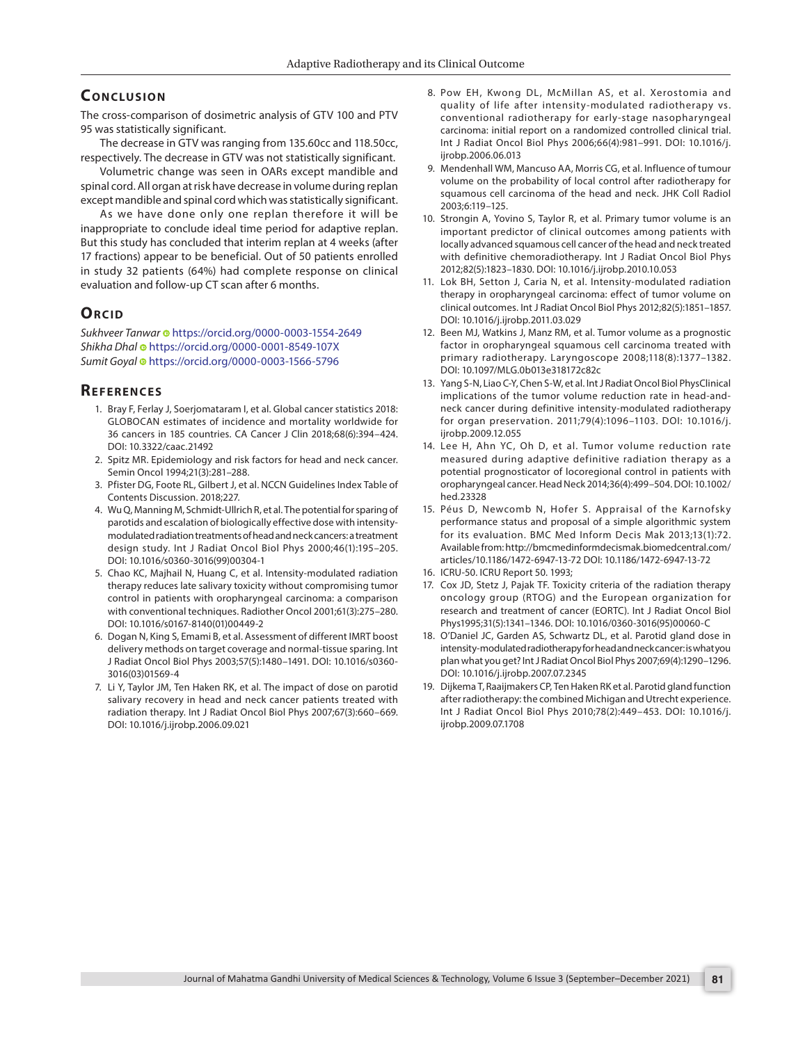## Conclusion

The cross-comparison of dosimetric analysis of GTV 100 and PTV 95 was statistically significant.

The decrease in GTV was ranging from 135.60cc and 118.50cc, respectively. The decrease in GTV was not statistically significant.

Volumetric change was seen in OARs except mandible and spinal cord. All organ at risk have decrease in volume during replan except mandible and spinal cord which was statistically significant.

As we have done only one replan therefore it will be inappropriate to conclude ideal time period for adaptive replan. But this study has concluded that interim replan at 4 weeks (after 17 fractions) appear to be beneficial. Out of 50 patients enrolled in study 32 patients (64%) had complete response on clinical evaluation and follow-up CT scan after 6 months.

## Orcid

*Sukhveer Tanwar* https://orcid.org/0000-0003-1554-2649
*Shikha Dhal* https://orcid.org/0000-0001-8549-107X
*Sumit Goyal* https://orcid.org/0000-0003-1566-5796

## References

1. Bray F, Ferlay J, Soerjomataram I, et al. Global cancer statistics 2018: GLOBOCAN estimates of incidence and mortality worldwide for 36 cancers in 185 countries. CA Cancer J Clin 2018;68(6):394–424. DOI: 10.3322/caac.21492
2. Spitz MR. Epidemiology and risk factors for head and neck cancer. Semin Oncol 1994;21(3):281–288.
3. Pfister DG, Foote RL, Gilbert J, et al. NCCN Guidelines Index Table of Contents Discussion. 2018;227.
4. Wu Q, Manning M, Schmidt-Ullrich R, et al. The potential for sparing of parotids and escalation of biologically effective dose with intensity-modulated radiation treatments of head and neck cancers: a treatment design study. Int J Radiat Oncol Biol Phys 2000;46(1):195–205. DOI: 10.1016/s0360-3016(99)00304-1
5. Chao KC, Majhail N, Huang C, et al. Intensity-modulated radiation therapy reduces late salivary toxicity without compromising tumor control in patients with oropharyngeal carcinoma: a comparison with conventional techniques. Radiother Oncol 2001;61(3):275–280. DOI: 10.1016/s0167-8140(01)00449-2
6. Dogan N, King S, Emami B, et al. Assessment of different IMRT boost delivery methods on target coverage and normal-tissue sparing. Int J Radiat Oncol Biol Phys 2003;57(5):1480–1491. DOI: 10.1016/s0360-3016(03)01569-4
7. Li Y, Taylor JM, Ten Haken RK, et al. The impact of dose on parotid salivary recovery in head and neck cancer patients treated with radiation therapy. Int J Radiat Oncol Biol Phys 2007;67(3):660–669. DOI: 10.1016/j.ijrobp.2006.09.021
8. Pow EH, Kwong DL, McMillan AS, et al. Xerostomia and quality of life after intensity-modulated radiotherapy vs. conventional radiotherapy for early-stage nasopharyngeal carcinoma: initial report on a randomized controlled clinical trial. Int J Radiat Oncol Biol Phys 2006;66(4):981–991. DOI: 10.1016/j.ijrobp.2006.06.013
9. Mendenhall WM, Mancuso AA, Morris CG, et al. Influence of tumour volume on the probability of local control after radiotherapy for squamous cell carcinoma of the head and neck. JHK Coll Radiol 2003;6:119–125.
10. Strongin A, Yovino S, Taylor R, et al. Primary tumor volume is an important predictor of clinical outcomes among patients with locally advanced squamous cell cancer of the head and neck treated with definitive chemoradiotherapy. Int J Radiat Oncol Biol Phys 2012;82(5):1823–1830. DOI: 10.1016/j.ijrobp.2010.10.053
11. Lok BH, Setton J, Caria N, et al. Intensity-modulated radiation therapy in oropharyngeal carcinoma: effect of tumor volume on clinical outcomes. Int J Radiat Oncol Biol Phys 2012;82(5):1851–1857. DOI: 10.1016/j.ijrobp.2011.03.029
12. Been MJ, Watkins J, Manz RM, et al. Tumor volume as a prognostic factor in oropharyngeal squamous cell carcinoma treated with primary radiotherapy. Laryngoscope 2008;118(8):1377–1382. DOI: 10.1097/MLG.0b013e318172c82c
13. Yang S-N, Liao C-Y, Chen S-W, et al. Int J Radiat Oncol Biol PhysClinical implications of the tumor volume reduction rate in head-and-neck cancer during definitive intensity-modulated radiotherapy for organ preservation. 2011;79(4):1096–1103. DOI: 10.1016/j.ijrobp.2009.12.055
14. Lee H, Ahn YC, Oh D, et al. Tumor volume reduction rate measured during adaptive definitive radiation therapy as a potential prognosticator of locoregional control in patients with oropharyngeal cancer. Head Neck 2014;36(4):499–504. DOI: 10.1002/hed.23328
15. Péus D, Newcomb N, Hofer S. Appraisal of the Karnofsky performance status and proposal of a simple algorithmic system for its evaluation. BMC Med Inform Decis Mak 2013;13(1):72. Available from: http://bmcmedinformdecismak.biomedcentral.com/articles/10.1186/1472-6947-13-72 DOI: 10.1186/1472-6947-13-72
16. ICRU-50. ICRU Report 50. 1993;
17. Cox JD, Stetz J, Pajak TF. Toxicity criteria of the radiation therapy oncology group (RTOG) and the European organization for research and treatment of cancer (EORTC). Int J Radiat Oncol Biol Phys1995;31(5):1341–1346. DOI: 10.1016/0360-3016(95)00060-C
18. O'Daniel JC, Garden AS, Schwartz DL, et al. Parotid gland dose in intensity-modulated radiotherapy for head and neck cancer: is what you plan what you get? Int J Radiat Oncol Biol Phys 2007;69(4):1290–1296. DOI: 10.1016/j.ijrobp.2007.07.2345
19. Dijkema T, Raaijmakers CP, Ten Haken RK et al. Parotid gland function after radiotherapy: the combined Michigan and Utrecht experience. Int J Radiat Oncol Biol Phys 2010;78(2):449–453. DOI: 10.1016/j.ijrobp.2009.07.1708